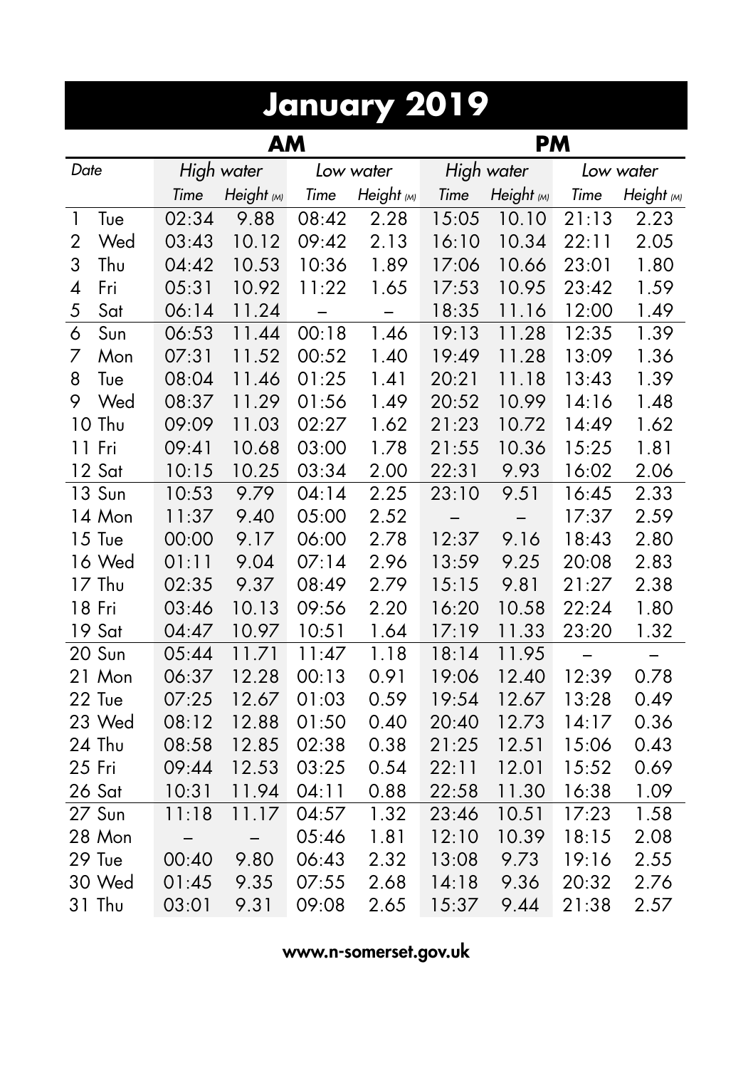# January 2019

| Date | | AM | | | | PM | | | |
|---|---|---|---|---|---|---|---|---|---|
| | | High water | | Low water | | High water | | Low water | |
| | | Time | Height (M) | Time | Height (M) | Time | Height (M) | Time | Height (M) |
| 1 | Tue | 02:34 | 9.88 | 08:42 | 2.28 | 15:05 | 10.10 | 21:13 | 2.23 |
| 2 | Wed | 03:43 | 10.12 | 09:42 | 2.13 | 16:10 | 10.34 | 22:11 | 2.05 |
| 3 | Thu | 04:42 | 10.53 | 10:36 | 1.89 | 17:06 | 10.66 | 23:01 | 1.80 |
| 4 | Fri | 05:31 | 10.92 | 11:22 | 1.65 | 17:53 | 10.95 | 23:42 | 1.59 |
| 5 | Sat | 06:14 | 11.24 | – | – | 18:35 | 11.16 | 12:00 | 1.49 |
| 6 | Sun | 06:53 | 11.44 | 00:18 | 1.46 | 19:13 | 11.28 | 12:35 | 1.39 |
| 7 | Mon | 07:31 | 11.52 | 00:52 | 1.40 | 19:49 | 11.28 | 13:09 | 1.36 |
| 8 | Tue | 08:04 | 11.46 | 01:25 | 1.41 | 20:21 | 11.18 | 13:43 | 1.39 |
| 9 | Wed | 08:37 | 11.29 | 01:56 | 1.49 | 20:52 | 10.99 | 14:16 | 1.48 |
| 10 | Thu | 09:09 | 11.03 | 02:27 | 1.62 | 21:23 | 10.72 | 14:49 | 1.62 |
| 11 | Fri | 09:41 | 10.68 | 03:00 | 1.78 | 21:55 | 10.36 | 15:25 | 1.81 |
| 12 | Sat | 10:15 | 10.25 | 03:34 | 2.00 | 22:31 | 9.93 | 16:02 | 2.06 |
| 13 | Sun | 10:53 | 9.79 | 04:14 | 2.25 | 23:10 | 9.51 | 16:45 | 2.33 |
| 14 | Mon | 11:37 | 9.40 | 05:00 | 2.52 | – | – | 17:37 | 2.59 |
| 15 | Tue | 00:00 | 9.17 | 06:00 | 2.78 | 12:37 | 9.16 | 18:43 | 2.80 |
| 16 | Wed | 01:11 | 9.04 | 07:14 | 2.96 | 13:59 | 9.25 | 20:08 | 2.83 |
| 17 | Thu | 02:35 | 9.37 | 08:49 | 2.79 | 15:15 | 9.81 | 21:27 | 2.38 |
| 18 | Fri | 03:46 | 10.13 | 09:56 | 2.20 | 16:20 | 10.58 | 22:24 | 1.80 |
| 19 | Sat | 04:47 | 10.97 | 10:51 | 1.64 | 17:19 | 11.33 | 23:20 | 1.32 |
| 20 | Sun | 05:44 | 11.71 | 11:47 | 1.18 | 18:14 | 11.95 | – | – |
| 21 | Mon | 06:37 | 12.28 | 00:13 | 0.91 | 19:06 | 12.40 | 12:39 | 0.78 |
| 22 | Tue | 07:25 | 12.67 | 01:03 | 0.59 | 19:54 | 12.67 | 13:28 | 0.49 |
| 23 | Wed | 08:12 | 12.88 | 01:50 | 0.40 | 20:40 | 12.73 | 14:17 | 0.36 |
| 24 | Thu | 08:58 | 12.85 | 02:38 | 0.38 | 21:25 | 12.51 | 15:06 | 0.43 |
| 25 | Fri | 09:44 | 12.53 | 03:25 | 0.54 | 22:11 | 12.01 | 15:52 | 0.69 |
| 26 | Sat | 10:31 | 11.94 | 04:11 | 0.88 | 22:58 | 11.30 | 16:38 | 1.09 |
| 27 | Sun | 11:18 | 11.17 | 04:57 | 1.32 | 23:46 | 10.51 | 17:23 | 1.58 |
| 28 | Mon | – | – | 05:46 | 1.81 | 12:10 | 10.39 | 18:15 | 2.08 |
| 29 | Tue | 00:40 | 9.80 | 06:43 | 2.32 | 13:08 | 9.73 | 19:16 | 2.55 |
| 30 | Wed | 01:45 | 9.35 | 07:55 | 2.68 | 14:18 | 9.36 | 20:32 | 2.76 |
| 31 | Thu | 03:01 | 9.31 | 09:08 | 2.65 | 15:37 | 9.44 | 21:38 | 2.57 |

**www.n-somerset.gov.uk**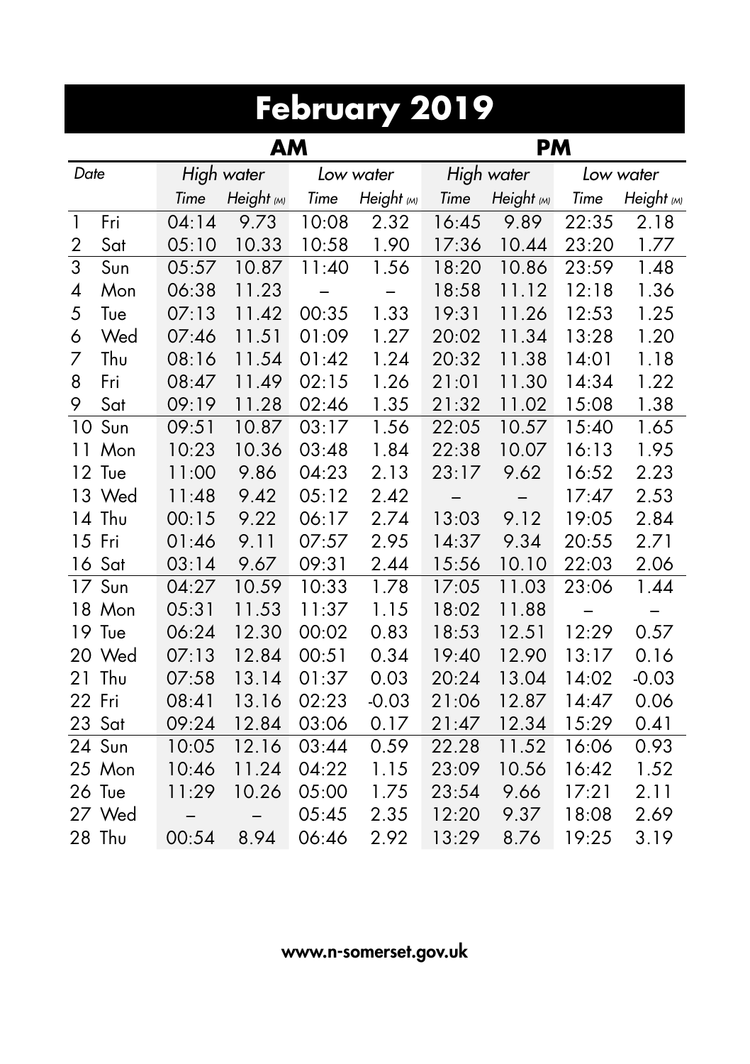# February 2019

| Date | | AM | | | | PM | | | |
|---|---|---|---|---|---|---|---|---|---|
| | | High water | | Low water | | High water | | Low water | |
| | | Time | Height (M) | Time | Height (M) | Time | Height (M) | Time | Height (M) |
| 1 | Fri | 04:14 | 9.73 | 10:08 | 2.32 | 16:45 | 9.89 | 22:35 | 2.18 |
| 2 | Sat | 05:10 | 10.33 | 10:58 | 1.90 | 17:36 | 10.44 | 23:20 | 1.77 |
| 3 | Sun | 05:57 | 10.87 | 11:40 | 1.56 | 18:20 | 10.86 | 23:59 | 1.48 |
| 4 | Mon | 06:38 | 11.23 | – | – | 18:58 | 11.12 | 12:18 | 1.36 |
| 5 | Tue | 07:13 | 11.42 | 00:35 | 1.33 | 19:31 | 11.26 | 12:53 | 1.25 |
| 6 | Wed | 07:46 | 11.51 | 01:09 | 1.27 | 20:02 | 11.34 | 13:28 | 1.20 |
| 7 | Thu | 08:16 | 11.54 | 01:42 | 1.24 | 20:32 | 11.38 | 14:01 | 1.18 |
| 8 | Fri | 08:47 | 11.49 | 02:15 | 1.26 | 21:01 | 11.30 | 14:34 | 1.22 |
| 9 | Sat | 09:19 | 11.28 | 02:46 | 1.35 | 21:32 | 11.02 | 15:08 | 1.38 |
| 10 | Sun | 09:51 | 10.87 | 03:17 | 1.56 | 22:05 | 10.57 | 15:40 | 1.65 |
| 11 | Mon | 10:23 | 10.36 | 03:48 | 1.84 | 22:38 | 10.07 | 16:13 | 1.95 |
| 12 | Tue | 11:00 | 9.86 | 04:23 | 2.13 | 23:17 | 9.62 | 16:52 | 2.23 |
| 13 | Wed | 11:48 | 9.42 | 05:12 | 2.42 | – | – | 17:47 | 2.53 |
| 14 | Thu | 00:15 | 9.22 | 06:17 | 2.74 | 13:03 | 9.12 | 19:05 | 2.84 |
| 15 | Fri | 01:46 | 9.11 | 07:57 | 2.95 | 14:37 | 9.34 | 20:55 | 2.71 |
| 16 | Sat | 03:14 | 9.67 | 09:31 | 2.44 | 15:56 | 10.10 | 22:03 | 2.06 |
| 17 | Sun | 04:27 | 10.59 | 10:33 | 1.78 | 17:05 | 11.03 | 23:06 | 1.44 |
| 18 | Mon | 05:31 | 11.53 | 11:37 | 1.15 | 18:02 | 11.88 | – | – |
| 19 | Tue | 06:24 | 12.30 | 00:02 | 0.83 | 18:53 | 12.51 | 12:29 | 0.57 |
| 20 | Wed | 07:13 | 12.84 | 00:51 | 0.34 | 19:40 | 12.90 | 13:17 | 0.16 |
| 21 | Thu | 07:58 | 13.14 | 01:37 | 0.03 | 20:24 | 13.04 | 14:02 | -0.03 |
| 22 | Fri | 08:41 | 13.16 | 02:23 | -0.03 | 21:06 | 12.87 | 14:47 | 0.06 |
| 23 | Sat | 09:24 | 12.84 | 03:06 | 0.17 | 21:47 | 12.34 | 15:29 | 0.41 |
| 24 | Sun | 10:05 | 12.16 | 03:44 | 0.59 | 22.28 | 11.52 | 16:06 | 0.93 |
| 25 | Mon | 10:46 | 11.24 | 04:22 | 1.15 | 23:09 | 10.56 | 16:42 | 1.52 |
| 26 | Tue | 11:29 | 10.26 | 05:00 | 1.75 | 23:54 | 9.66 | 17:21 | 2.11 |
| 27 | Wed | – | – | 05:45 | 2.35 | 12:20 | 9.37 | 18:08 | 2.69 |
| 28 | Thu | 00:54 | 8.94 | 06:46 | 2.92 | 13:29 | 8.76 | 19:25 | 3.19 |

**www.n-somerset.gov.uk**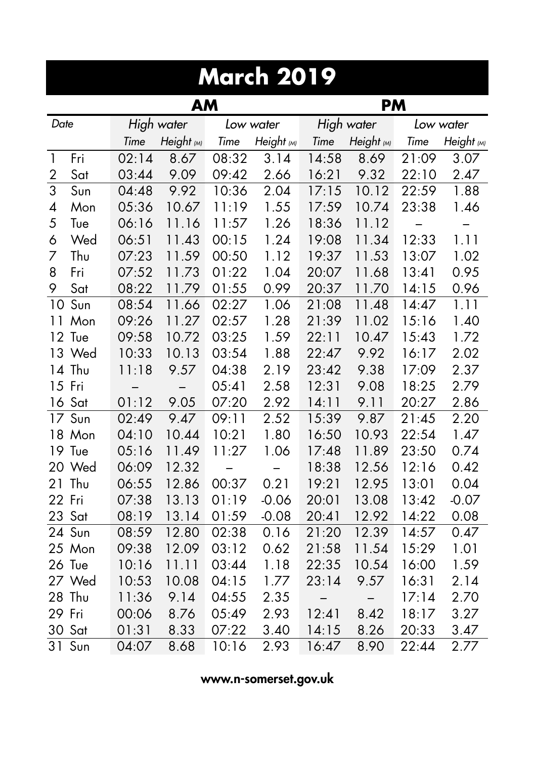# March 2019

| Date | | AM | | | | PM | | | |
|---|---|---|---|---|---|---|---|---|---|
| | | High water | | Low water | | High water | | Low water | |
| | | Time | Height (M) | Time | Height (M) | Time | Height (M) | Time | Height (M) |
| 1 | Fri | 02:14 | 8.67 | 08:32 | 3.14 | 14:58 | 8.69 | 21:09 | 3.07 |
| 2 | Sat | 03:44 | 9.09 | 09:42 | 2.66 | 16:21 | 9.32 | 22:10 | 2.47 |
| 3 | Sun | 04:48 | 9.92 | 10:36 | 2.04 | 17:15 | 10.12 | 22:59 | 1.88 |
| 4 | Mon | 05:36 | 10.67 | 11:19 | 1.55 | 17:59 | 10.74 | 23:38 | 1.46 |
| 5 | Tue | 06:16 | 11.16 | 11:57 | 1.26 | 18:36 | 11.12 | – | – |
| 6 | Wed | 06:51 | 11.43 | 00:15 | 1.24 | 19:08 | 11.34 | 12:33 | 1.11 |
| 7 | Thu | 07:23 | 11.59 | 00:50 | 1.12 | 19:37 | 11.53 | 13:07 | 1.02 |
| 8 | Fri | 07:52 | 11.73 | 01:22 | 1.04 | 20:07 | 11.68 | 13:41 | 0.95 |
| 9 | Sat | 08:22 | 11.79 | 01:55 | 0.99 | 20:37 | 11.70 | 14:15 | 0.96 |
| 10 | Sun | 08:54 | 11.66 | 02:27 | 1.06 | 21:08 | 11.48 | 14:47 | 1.11 |
| 11 | Mon | 09:26 | 11.27 | 02:57 | 1.28 | 21:39 | 11.02 | 15:16 | 1.40 |
| 12 | Tue | 09:58 | 10.72 | 03:25 | 1.59 | 22:11 | 10.47 | 15:43 | 1.72 |
| 13 | Wed | 10:33 | 10.13 | 03:54 | 1.88 | 22:47 | 9.92 | 16:17 | 2.02 |
| 14 | Thu | 11:18 | 9.57 | 04:38 | 2.19 | 23:42 | 9.38 | 17:09 | 2.37 |
| 15 | Fri | – | – | 05:41 | 2.58 | 12:31 | 9.08 | 18:25 | 2.79 |
| 16 | Sat | 01:12 | 9.05 | 07:20 | 2.92 | 14:11 | 9.11 | 20:27 | 2.86 |
| 17 | Sun | 02:49 | 9.47 | 09:11 | 2.52 | 15:39 | 9.87 | 21:45 | 2.20 |
| 18 | Mon | 04:10 | 10.44 | 10:21 | 1.80 | 16:50 | 10.93 | 22:54 | 1.47 |
| 19 | Tue | 05:16 | 11.49 | 11:27 | 1.06 | 17:48 | 11.89 | 23:50 | 0.74 |
| 20 | Wed | 06:09 | 12.32 | – | – | 18:38 | 12.56 | 12:16 | 0.42 |
| 21 | Thu | 06:55 | 12.86 | 00:37 | 0.21 | 19:21 | 12.95 | 13:01 | 0.04 |
| 22 | Fri | 07:38 | 13.13 | 01:19 | -0.06 | 20:01 | 13.08 | 13:42 | -0.07 |
| 23 | Sat | 08:19 | 13.14 | 01:59 | -0.08 | 20:41 | 12.92 | 14:22 | 0.08 |
| 24 | Sun | 08:59 | 12.80 | 02:38 | 0.16 | 21:20 | 12.39 | 14:57 | 0.47 |
| 25 | Mon | 09:38 | 12.09 | 03:12 | 0.62 | 21:58 | 11.54 | 15:29 | 1.01 |
| 26 | Tue | 10:16 | 11.11 | 03:44 | 1.18 | 22:35 | 10.54 | 16:00 | 1.59 |
| 27 | Wed | 10:53 | 10.08 | 04:15 | 1.77 | 23:14 | 9.57 | 16:31 | 2.14 |
| 28 | Thu | 11:36 | 9.14 | 04:55 | 2.35 | – | – | 17:14 | 2.70 |
| 29 | Fri | 00:06 | 8.76 | 05:49 | 2.93 | 12:41 | 8.42 | 18:17 | 3.27 |
| 30 | Sat | 01:31 | 8.33 | 07:22 | 3.40 | 14:15 | 8.26 | 20:33 | 3.47 |
| 31 | Sun | 04:07 | 8.68 | 10:16 | 2.93 | 16:47 | 8.90 | 22:44 | 2.77 |

**www.n-somerset.gov.uk**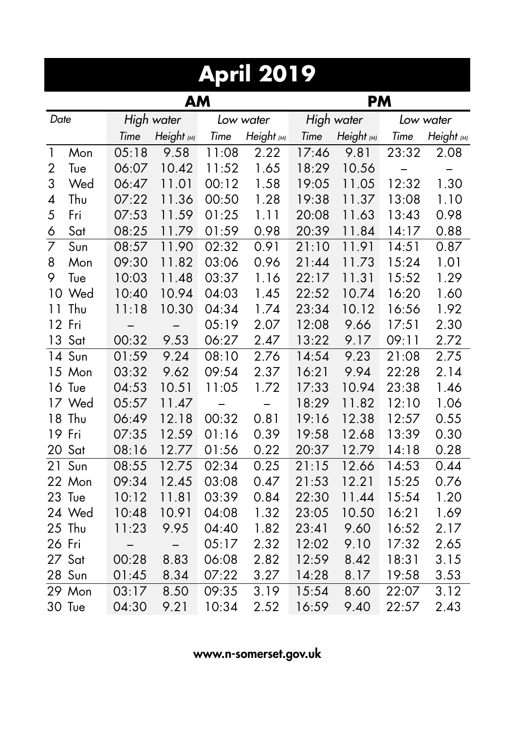# April 2019

| Date | | AM | | | | PM | | | |
|---|---|---|---|---|---|---|---|---|---|
| | | High water | | Low water | | High water | | Low water | |
| | | *Time* | *Height (M)* | *Time* | *Height (M)* | *Time* | *Height (M)* | *Time* | *Height (M)* |
| 1 | Mon | 05:18 | 9.58 | 11:08 | 2.22 | 17:46 | 9.81 | 23:32 | 2.08 |
| 2 | Tue | 06:07 | 10.42 | 11:52 | 1.65 | 18:29 | 10.56 | – | – |
| 3 | Wed | 06:47 | 11.01 | 00:12 | 1.58 | 19:05 | 11.05 | 12:32 | 1.30 |
| 4 | Thu | 07:22 | 11.36 | 00:50 | 1.28 | 19:38 | 11.37 | 13:08 | 1.10 |
| 5 | Fri | 07:53 | 11.59 | 01:25 | 1.11 | 20:08 | 11.63 | 13:43 | 0.98 |
| 6 | Sat | 08:25 | 11.79 | 01:59 | 0.98 | 20:39 | 11.84 | 14:17 | 0.88 |
| 7 | Sun | 08:57 | 11.90 | 02:32 | 0.91 | 21:10 | 11.91 | 14:51 | 0.87 |
| 8 | Mon | 09:30 | 11.82 | 03:06 | 0.96 | 21:44 | 11.73 | 15:24 | 1.01 |
| 9 | Tue | 10:03 | 11.48 | 03:37 | 1.16 | 22:17 | 11.31 | 15:52 | 1.29 |
| 10 | Wed | 10:40 | 10.94 | 04:03 | 1.45 | 22:52 | 10.74 | 16:20 | 1.60 |
| 11 | Thu | 11:18 | 10.30 | 04:34 | 1.74 | 23:34 | 10.12 | 16:56 | 1.92 |
| 12 | Fri | – | – | 05:19 | 2.07 | 12:08 | 9.66 | 17:51 | 2.30 |
| 13 | Sat | 00:32 | 9.53 | 06:27 | 2.47 | 13:22 | 9.17 | 09:11 | 2.72 |
| 14 | Sun | 01:59 | 9.24 | 08:10 | 2.76 | 14:54 | 9.23 | 21:08 | 2.75 |
| 15 | Mon | 03:32 | 9.62 | 09:54 | 2.37 | 16:21 | 9.94 | 22:28 | 2.14 |
| 16 | Tue | 04:53 | 10.51 | 11:05 | 1.72 | 17:33 | 10.94 | 23:38 | 1.46 |
| 17 | Wed | 05:57 | 11.47 | – | – | 18:29 | 11.82 | 12:10 | 1.06 |
| 18 | Thu | 06:49 | 12.18 | 00:32 | 0.81 | 19:16 | 12.38 | 12:57 | 0.55 |
| 19 | Fri | 07:35 | 12.59 | 01:16 | 0.39 | 19:58 | 12.68 | 13:39 | 0.30 |
| 20 | Sat | 08:16 | 12.77 | 01:56 | 0.22 | 20:37 | 12.79 | 14:18 | 0.28 |
| 21 | Sun | 08:55 | 12.75 | 02:34 | 0.25 | 21:15 | 12.66 | 14:53 | 0.44 |
| 22 | Mon | 09:34 | 12.45 | 03:08 | 0.47 | 21:53 | 12.21 | 15:25 | 0.76 |
| 23 | Tue | 10:12 | 11.81 | 03:39 | 0.84 | 22:30 | 11.44 | 15:54 | 1.20 |
| 24 | Wed | 10:48 | 10.91 | 04:08 | 1.32 | 23:05 | 10.50 | 16:21 | 1.69 |
| 25 | Thu | 11:23 | 9.95 | 04:40 | 1.82 | 23:41 | 9.60 | 16:52 | 2.17 |
| 26 | Fri | – | – | 05:17 | 2.32 | 12:02 | 9.10 | 17:32 | 2.65 |
| 27 | Sat | 00:28 | 8.83 | 06:08 | 2.82 | 12:59 | 8.42 | 18:31 | 3.15 |
| 28 | Sun | 01:45 | 8.34 | 07:22 | 3.27 | 14:28 | 8.17 | 19:58 | 3.53 |
| 29 | Mon | 03:17 | 8.50 | 09:35 | 3.19 | 15:54 | 8.60 | 22:07 | 3.12 |
| 30 | Tue | 04:30 | 9.21 | 10:34 | 2.52 | 16:59 | 9.40 | 22:57 | 2.43 |

**www.n-somerset.gov.uk**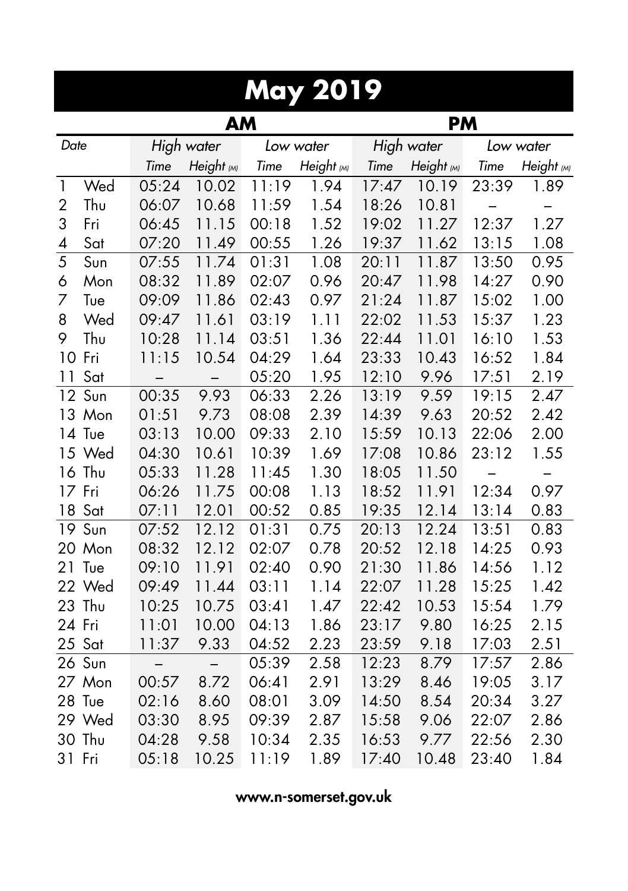# May 2019

| Date | | AM | | | | PM | | | |
|---|---|---|---|---|---|---|---|---|---|
| | | High water | | Low water | | High water | | Low water | |
| | | Time | Height (M) | Time | Height (M) | Time | Height (M) | Time | Height (M) |
| 1 | Wed | 05:24 | 10.02 | 11:19 | 1.94 | 17:47 | 10.19 | 23:39 | 1.89 |
| 2 | Thu | 06:07 | 10.68 | 11:59 | 1.54 | 18:26 | 10.81 | – | – |
| 3 | Fri | 06:45 | 11.15 | 00:18 | 1.52 | 19:02 | 11.27 | 12:37 | 1.27 |
| 4 | Sat | 07:20 | 11.49 | 00:55 | 1.26 | 19:37 | 11.62 | 13:15 | 1.08 |
| 5 | Sun | 07:55 | 11.74 | 01:31 | 1.08 | 20:11 | 11.87 | 13:50 | 0.95 |
| 6 | Mon | 08:32 | 11.89 | 02:07 | 0.96 | 20:47 | 11.98 | 14:27 | 0.90 |
| 7 | Tue | 09:09 | 11.86 | 02:43 | 0.97 | 21:24 | 11.87 | 15:02 | 1.00 |
| 8 | Wed | 09:47 | 11.61 | 03:19 | 1.11 | 22:02 | 11.53 | 15:37 | 1.23 |
| 9 | Thu | 10:28 | 11.14 | 03:51 | 1.36 | 22:44 | 11.01 | 16:10 | 1.53 |
| 10 | Fri | 11:15 | 10.54 | 04:29 | 1.64 | 23:33 | 10.43 | 16:52 | 1.84 |
| 11 | Sat | – | – | 05:20 | 1.95 | 12:10 | 9.96 | 17:51 | 2.19 |
| 12 | Sun | 00:35 | 9.93 | 06:33 | 2.26 | 13:19 | 9.59 | 19:15 | 2.47 |
| 13 | Mon | 01:51 | 9.73 | 08:08 | 2.39 | 14:39 | 9.63 | 20:52 | 2.42 |
| 14 | Tue | 03:13 | 10.00 | 09:33 | 2.10 | 15:59 | 10.13 | 22:06 | 2.00 |
| 15 | Wed | 04:30 | 10.61 | 10:39 | 1.69 | 17:08 | 10.86 | 23:12 | 1.55 |
| 16 | Thu | 05:33 | 11.28 | 11:45 | 1.30 | 18:05 | 11.50 | – | – |
| 17 | Fri | 06:26 | 11.75 | 00:08 | 1.13 | 18:52 | 11.91 | 12:34 | 0.97 |
| 18 | Sat | 07:11 | 12.01 | 00:52 | 0.85 | 19:35 | 12.14 | 13:14 | 0.83 |
| 19 | Sun | 07:52 | 12.12 | 01:31 | 0.75 | 20:13 | 12.24 | 13:51 | 0.83 |
| 20 | Mon | 08:32 | 12.12 | 02:07 | 0.78 | 20:52 | 12.18 | 14:25 | 0.93 |
| 21 | Tue | 09:10 | 11.91 | 02:40 | 0.90 | 21:30 | 11.86 | 14:56 | 1.12 |
| 22 | Wed | 09:49 | 11.44 | 03:11 | 1.14 | 22:07 | 11.28 | 15:25 | 1.42 |
| 23 | Thu | 10:25 | 10.75 | 03:41 | 1.47 | 22:42 | 10.53 | 15:54 | 1.79 |
| 24 | Fri | 11:01 | 10.00 | 04:13 | 1.86 | 23:17 | 9.80 | 16:25 | 2.15 |
| 25 | Sat | 11:37 | 9.33 | 04:52 | 2.23 | 23:59 | 9.18 | 17:03 | 2.51 |
| 26 | Sun | – | – | 05:39 | 2.58 | 12:23 | 8.79 | 17:57 | 2.86 |
| 27 | Mon | 00:57 | 8.72 | 06:41 | 2.91 | 13:29 | 8.46 | 19:05 | 3.17 |
| 28 | Tue | 02:16 | 8.60 | 08:01 | 3.09 | 14:50 | 8.54 | 20:34 | 3.27 |
| 29 | Wed | 03:30 | 8.95 | 09:39 | 2.87 | 15:58 | 9.06 | 22:07 | 2.86 |
| 30 | Thu | 04:28 | 9.58 | 10:34 | 2.35 | 16:53 | 9.77 | 22:56 | 2.30 |
| 31 | Fri | 05:18 | 10.25 | 11:19 | 1.89 | 17:40 | 10.48 | 23:40 | 1.84 |

**www.n-somerset.gov.uk**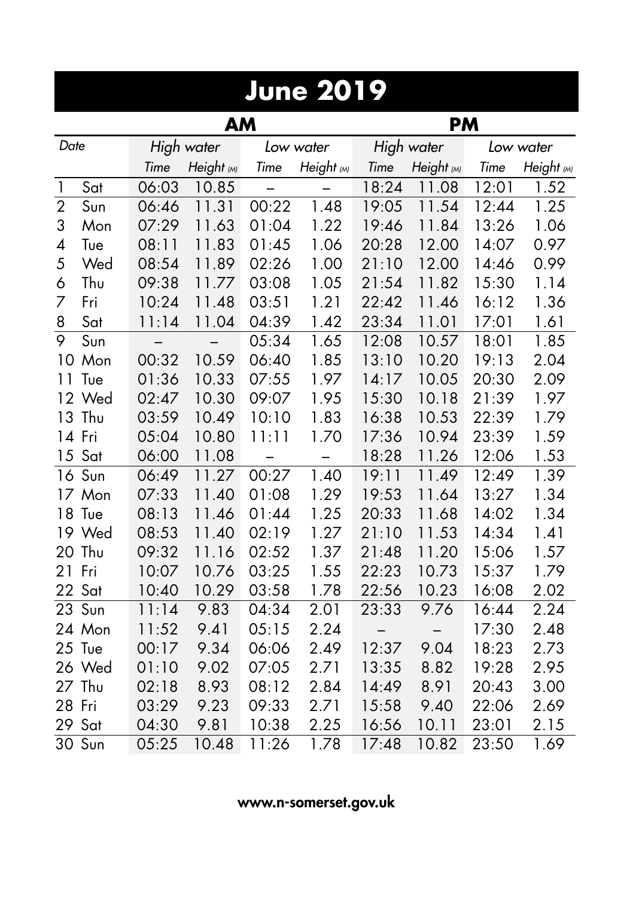# June 2019

| Date | | AM | | | | PM | | | |
|---|---|---|---|---|---|---|---|---|---|
| | | *High water* | | *Low water* | | *High water* | | *Low water* | |
| | | *Time* | *Height (M)* | *Time* | *Height (M)* | *Time* | *Height (M)* | *Time* | *Height (M)* |
| 1 | Sat | 06:03 | 10.85 | – | – | 18:24 | 11.08 | 12:01 | 1.52 |
| 2 | Sun | 06:46 | 11.31 | 00:22 | 1.48 | 19:05 | 11.54 | 12:44 | 1.25 |
| 3 | Mon | 07:29 | 11.63 | 01:04 | 1.22 | 19:46 | 11.84 | 13:26 | 1.06 |
| 4 | Tue | 08:11 | 11.83 | 01:45 | 1.06 | 20:28 | 12.00 | 14:07 | 0.97 |
| 5 | Wed | 08:54 | 11.89 | 02:26 | 1.00 | 21:10 | 12.00 | 14:46 | 0.99 |
| 6 | Thu | 09:38 | 11.77 | 03:08 | 1.05 | 21:54 | 11.82 | 15:30 | 1.14 |
| 7 | Fri | 10:24 | 11.48 | 03:51 | 1.21 | 22:42 | 11.46 | 16:12 | 1.36 |
| 8 | Sat | 11:14 | 11.04 | 04:39 | 1.42 | 23:34 | 11.01 | 17:01 | 1.61 |
| 9 | Sun | – | – | 05:34 | 1.65 | 12:08 | 10.57 | 18:01 | 1.85 |
| 10 | Mon | 00:32 | 10.59 | 06:40 | 1.85 | 13:10 | 10.20 | 19:13 | 2.04 |
| 11 | Tue | 01:36 | 10.33 | 07:55 | 1.97 | 14:17 | 10.05 | 20:30 | 2.09 |
| 12 | Wed | 02:47 | 10.30 | 09:07 | 1.95 | 15:30 | 10.18 | 21:39 | 1.97 |
| 13 | Thu | 03:59 | 10.49 | 10:10 | 1.83 | 16:38 | 10.53 | 22:39 | 1.79 |
| 14 | Fri | 05:04 | 10.80 | 11:11 | 1.70 | 17:36 | 10.94 | 23:39 | 1.59 |
| 15 | Sat | 06:00 | 11.08 | – | – | 18:28 | 11.26 | 12:06 | 1.53 |
| 16 | Sun | 06:49 | 11.27 | 00:27 | 1.40 | 19:11 | 11.49 | 12:49 | 1.39 |
| 17 | Mon | 07:33 | 11.40 | 01:08 | 1.29 | 19:53 | 11.64 | 13:27 | 1.34 |
| 18 | Tue | 08:13 | 11.46 | 01:44 | 1.25 | 20:33 | 11.68 | 14:02 | 1.34 |
| 19 | Wed | 08:53 | 11.40 | 02:19 | 1.27 | 21:10 | 11.53 | 14:34 | 1.41 |
| 20 | Thu | 09:32 | 11.16 | 02:52 | 1.37 | 21:48 | 11.20 | 15:06 | 1.57 |
| 21 | Fri | 10:07 | 10.76 | 03:25 | 1.55 | 22:23 | 10.73 | 15:37 | 1.79 |
| 22 | Sat | 10:40 | 10.29 | 03:58 | 1.78 | 22:56 | 10.23 | 16:08 | 2.02 |
| 23 | Sun | 11:14 | 9.83 | 04:34 | 2.01 | 23:33 | 9.76 | 16:44 | 2.24 |
| 24 | Mon | 11:52 | 9.41 | 05:15 | 2.24 | – | – | 17:30 | 2.48 |
| 25 | Tue | 00:17 | 9.34 | 06:06 | 2.49 | 12:37 | 9.04 | 18:23 | 2.73 |
| 26 | Wed | 01:10 | 9.02 | 07:05 | 2.71 | 13:35 | 8.82 | 19:28 | 2.95 |
| 27 | Thu | 02:18 | 8.93 | 08:12 | 2.84 | 14:49 | 8.91 | 20:43 | 3.00 |
| 28 | Fri | 03:29 | 9.23 | 09:33 | 2.71 | 15:58 | 9.40 | 22:06 | 2.69 |
| 29 | Sat | 04:30 | 9.81 | 10:38 | 2.25 | 16:56 | 10.11 | 23:01 | 2.15 |
| 30 | Sun | 05:25 | 10.48 | 11:26 | 1.78 | 17:48 | 10.82 | 23:50 | 1.69 |

**www.n-somerset.gov.uk**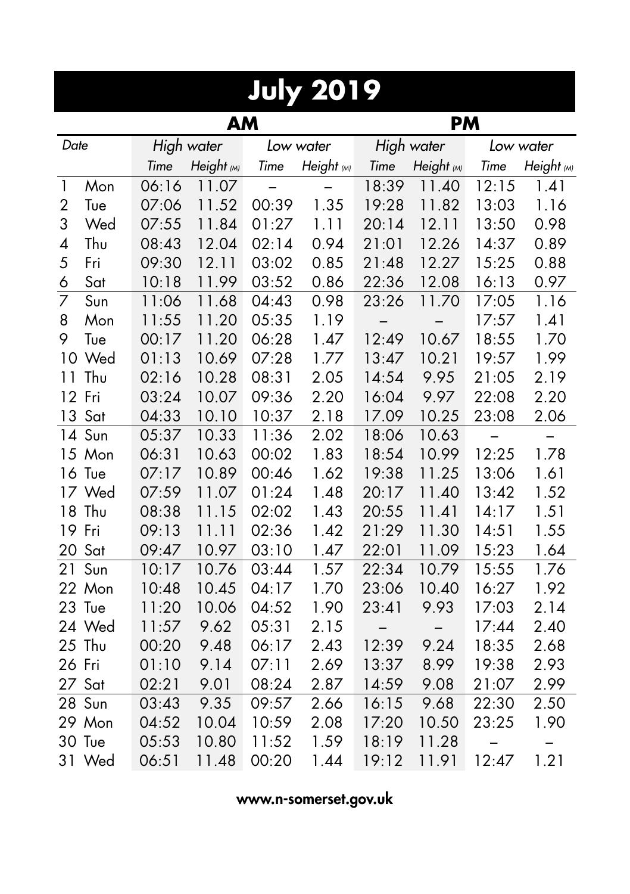# July 2019

| Date | | AM | | | | PM | | | |
|---|---|---|---|---|---|---|---|---|---|
| | | High water | | Low water | | High water | | Low water | |
| | | Time | Height (M) | Time | Height (M) | Time | Height (M) | Time | Height (M) |
| 1 | Mon | 06:16 | 11.07 | – | – | 18:39 | 11.40 | 12:15 | 1.41 |
| 2 | Tue | 07:06 | 11.52 | 00:39 | 1.35 | 19:28 | 11.82 | 13:03 | 1.16 |
| 3 | Wed | 07:55 | 11.84 | 01:27 | 1.11 | 20:14 | 12.11 | 13:50 | 0.98 |
| 4 | Thu | 08:43 | 12.04 | 02:14 | 0.94 | 21:01 | 12.26 | 14:37 | 0.89 |
| 5 | Fri | 09:30 | 12.11 | 03:02 | 0.85 | 21:48 | 12.27 | 15:25 | 0.88 |
| 6 | Sat | 10:18 | 11.99 | 03:52 | 0.86 | 22:36 | 12.08 | 16:13 | 0.97 |
| 7 | Sun | 11:06 | 11.68 | 04:43 | 0.98 | 23:26 | 11.70 | 17:05 | 1.16 |
| 8 | Mon | 11:55 | 11.20 | 05:35 | 1.19 | – | – | 17:57 | 1.41 |
| 9 | Tue | 00:17 | 11.20 | 06:28 | 1.47 | 12:49 | 10.67 | 18:55 | 1.70 |
| 10 | Wed | 01:13 | 10.69 | 07:28 | 1.77 | 13:47 | 10.21 | 19:57 | 1.99 |
| 11 | Thu | 02:16 | 10.28 | 08:31 | 2.05 | 14:54 | 9.95 | 21:05 | 2.19 |
| 12 | Fri | 03:24 | 10.07 | 09:36 | 2.20 | 16:04 | 9.97 | 22:08 | 2.20 |
| 13 | Sat | 04:33 | 10.10 | 10:37 | 2.18 | 17.09 | 10.25 | 23:08 | 2.06 |
| 14 | Sun | 05:37 | 10.33 | 11:36 | 2.02 | 18:06 | 10.63 | – | – |
| 15 | Mon | 06:31 | 10.63 | 00:02 | 1.83 | 18:54 | 10.99 | 12:25 | 1.78 |
| 16 | Tue | 07:17 | 10.89 | 00:46 | 1.62 | 19:38 | 11.25 | 13:06 | 1.61 |
| 17 | Wed | 07:59 | 11.07 | 01:24 | 1.48 | 20:17 | 11.40 | 13:42 | 1.52 |
| 18 | Thu | 08:38 | 11.15 | 02:02 | 1.43 | 20:55 | 11.41 | 14:17 | 1.51 |
| 19 | Fri | 09:13 | 11.11 | 02:36 | 1.42 | 21:29 | 11.30 | 14:51 | 1.55 |
| 20 | Sat | 09:47 | 10.97 | 03:10 | 1.47 | 22:01 | 11.09 | 15:23 | 1.64 |
| 21 | Sun | 10:17 | 10.76 | 03:44 | 1.57 | 22:34 | 10.79 | 15:55 | 1.76 |
| 22 | Mon | 10:48 | 10.45 | 04:17 | 1.70 | 23:06 | 10.40 | 16:27 | 1.92 |
| 23 | Tue | 11:20 | 10.06 | 04:52 | 1.90 | 23:41 | 9.93 | 17:03 | 2.14 |
| 24 | Wed | 11:57 | 9.62 | 05:31 | 2.15 | – | – | 17:44 | 2.40 |
| 25 | Thu | 00:20 | 9.48 | 06:17 | 2.43 | 12:39 | 9.24 | 18:35 | 2.68 |
| 26 | Fri | 01:10 | 9.14 | 07:11 | 2.69 | 13:37 | 8.99 | 19:38 | 2.93 |
| 27 | Sat | 02:21 | 9.01 | 08:24 | 2.87 | 14:59 | 9.08 | 21:07 | 2.99 |
| 28 | Sun | 03:43 | 9.35 | 09:57 | 2.66 | 16:15 | 9.68 | 22:30 | 2.50 |
| 29 | Mon | 04:52 | 10.04 | 10:59 | 2.08 | 17:20 | 10.50 | 23:25 | 1.90 |
| 30 | Tue | 05:53 | 10.80 | 11:52 | 1.59 | 18:19 | 11.28 | – | – |
| 31 | Wed | 06:51 | 11.48 | 00:20 | 1.44 | 19:12 | 11.91 | 12:47 | 1.21 |

**www.n-somerset.gov.uk**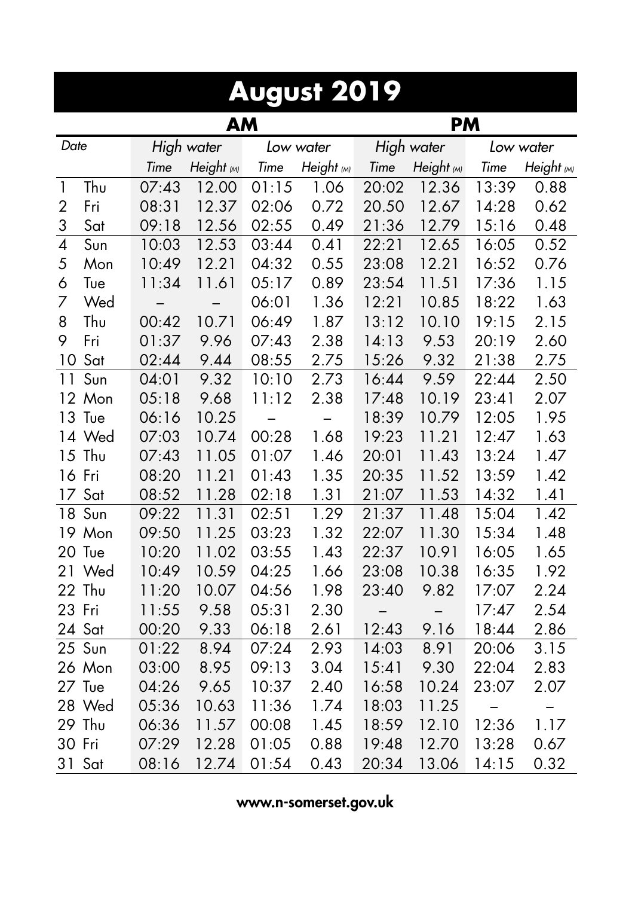# August 2019

| Date | | AM | | | | PM | | | |
|---|---|---|---|---|---|---|---|---|---|
| | | *High water* | | *Low water* | | *High water* | | *Low water* | |
| | | *Time* | *Height (M)* | *Time* | *Height (M)* | *Time* | *Height (M)* | *Time* | *Height (M)* |
| 1 | Thu | 07:43 | 12.00 | 01:15 | 1.06 | 20:02 | 12.36 | 13:39 | 0.88 |
| 2 | Fri | 08:31 | 12.37 | 02:06 | 0.72 | 20.50 | 12.67 | 14:28 | 0.62 |
| 3 | Sat | 09:18 | 12.56 | 02:55 | 0.49 | 21:36 | 12.79 | 15:16 | 0.48 |
| 4 | Sun | 10:03 | 12.53 | 03:44 | 0.41 | 22:21 | 12.65 | 16:05 | 0.52 |
| 5 | Mon | 10:49 | 12.21 | 04:32 | 0.55 | 23:08 | 12.21 | 16:52 | 0.76 |
| 6 | Tue | 11:34 | 11.61 | 05:17 | 0.89 | 23:54 | 11.51 | 17:36 | 1.15 |
| 7 | Wed | – | – | 06:01 | 1.36 | 12:21 | 10.85 | 18:22 | 1.63 |
| 8 | Thu | 00:42 | 10.71 | 06:49 | 1.87 | 13:12 | 10.10 | 19:15 | 2.15 |
| 9 | Fri | 01:37 | 9.96 | 07:43 | 2.38 | 14:13 | 9.53 | 20:19 | 2.60 |
| 10 | Sat | 02:44 | 9.44 | 08:55 | 2.75 | 15:26 | 9.32 | 21:38 | 2.75 |
| 11 | Sun | 04:01 | 9.32 | 10:10 | 2.73 | 16:44 | 9.59 | 22:44 | 2.50 |
| 12 | Mon | 05:18 | 9.68 | 11:12 | 2.38 | 17:48 | 10.19 | 23:41 | 2.07 |
| 13 | Tue | 06:16 | 10.25 | – | – | 18:39 | 10.79 | 12:05 | 1.95 |
| 14 | Wed | 07:03 | 10.74 | 00:28 | 1.68 | 19:23 | 11.21 | 12:47 | 1.63 |
| 15 | Thu | 07:43 | 11.05 | 01:07 | 1.46 | 20:01 | 11.43 | 13:24 | 1.47 |
| 16 | Fri | 08:20 | 11.21 | 01:43 | 1.35 | 20:35 | 11.52 | 13:59 | 1.42 |
| 17 | Sat | 08:52 | 11.28 | 02:18 | 1.31 | 21:07 | 11.53 | 14:32 | 1.41 |
| 18 | Sun | 09:22 | 11.31 | 02:51 | 1.29 | 21:37 | 11.48 | 15:04 | 1.42 |
| 19 | Mon | 09:50 | 11.25 | 03:23 | 1.32 | 22:07 | 11.30 | 15:34 | 1.48 |
| 20 | Tue | 10:20 | 11.02 | 03:55 | 1.43 | 22:37 | 10.91 | 16:05 | 1.65 |
| 21 | Wed | 10:49 | 10.59 | 04:25 | 1.66 | 23:08 | 10.38 | 16:35 | 1.92 |
| 22 | Thu | 11:20 | 10.07 | 04:56 | 1.98 | 23:40 | 9.82 | 17:07 | 2.24 |
| 23 | Fri | 11:55 | 9.58 | 05:31 | 2.30 | – | – | 17:47 | 2.54 |
| 24 | Sat | 00:20 | 9.33 | 06:18 | 2.61 | 12:43 | 9.16 | 18:44 | 2.86 |
| 25 | Sun | 01:22 | 8.94 | 07:24 | 2.93 | 14:03 | 8.91 | 20:06 | 3.15 |
| 26 | Mon | 03:00 | 8.95 | 09:13 | 3.04 | 15:41 | 9.30 | 22:04 | 2.83 |
| 27 | Tue | 04:26 | 9.65 | 10:37 | 2.40 | 16:58 | 10.24 | 23:07 | 2.07 |
| 28 | Wed | 05:36 | 10.63 | 11:36 | 1.74 | 18:03 | 11.25 | – | – |
| 29 | Thu | 06:36 | 11.57 | 00:08 | 1.45 | 18:59 | 12.10 | 12:36 | 1.17 |
| 30 | Fri | 07:29 | 12.28 | 01:05 | 0.88 | 19:48 | 12.70 | 13:28 | 0.67 |
| 31 | Sat | 08:16 | 12.74 | 01:54 | 0.43 | 20:34 | 13.06 | 14:15 | 0.32 |

**www.n-somerset.gov.uk**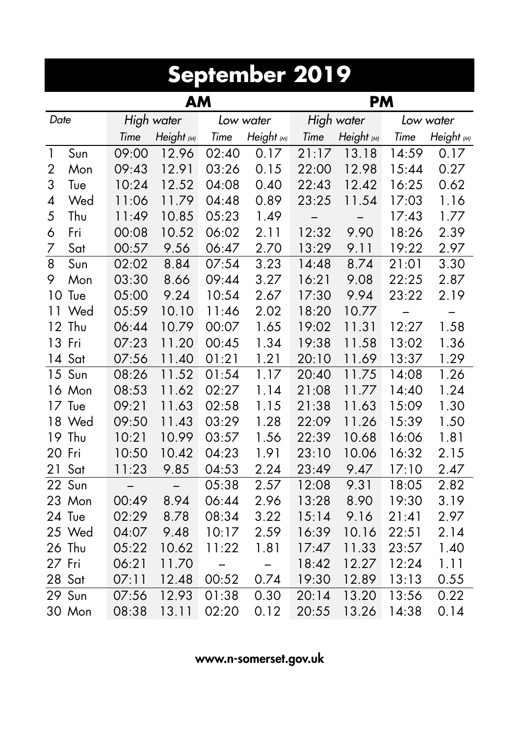# September 2019

| Date | | AM | | | | PM | | | |
|---|---|---|---|---|---|---|---|---|---|
| | | *High water* | | *Low water* | | *High water* | | *Low water* | |
| | | *Time* | *Height (M)* | *Time* | *Height (M)* | *Time* | *Height (M)* | *Time* | *Height (M)* |
| 1 | Sun | 09:00 | 12.96 | 02:40 | 0.17 | 21:17 | 13.18 | 14:59 | 0.17 |
| 2 | Mon | 09:43 | 12.91 | 03:26 | 0.15 | 22:00 | 12.98 | 15:44 | 0.27 |
| 3 | Tue | 10:24 | 12.52 | 04:08 | 0.40 | 22:43 | 12.42 | 16:25 | 0.62 |
| 4 | Wed | 11:06 | 11.79 | 04:48 | 0.89 | 23:25 | 11.54 | 17:03 | 1.16 |
| 5 | Thu | 11:49 | 10.85 | 05:23 | 1.49 | – | – | 17:43 | 1.77 |
| 6 | Fri | 00:08 | 10.52 | 06:02 | 2.11 | 12:32 | 9.90 | 18:26 | 2.39 |
| 7 | Sat | 00:57 | 9.56 | 06:47 | 2.70 | 13:29 | 9.11 | 19:22 | 2.97 |
| 8 | Sun | 02:02 | 8.84 | 07:54 | 3.23 | 14:48 | 8.74 | 21:01 | 3.30 |
| 9 | Mon | 03:30 | 8.66 | 09:44 | 3.27 | 16:21 | 9.08 | 22:25 | 2.87 |
| 10 | Tue | 05:00 | 9.24 | 10:54 | 2.67 | 17:30 | 9.94 | 23:22 | 2.19 |
| 11 | Wed | 05:59 | 10.10 | 11:46 | 2.02 | 18:20 | 10.77 | – | – |
| 12 | Thu | 06:44 | 10.79 | 00:07 | 1.65 | 19:02 | 11.31 | 12:27 | 1.58 |
| 13 | Fri | 07:23 | 11.20 | 00:45 | 1.34 | 19:38 | 11.58 | 13:02 | 1.36 |
| 14 | Sat | 07:56 | 11.40 | 01:21 | 1.21 | 20:10 | 11.69 | 13:37 | 1.29 |
| 15 | Sun | 08:26 | 11.52 | 01:54 | 1.17 | 20:40 | 11.75 | 14:08 | 1.26 |
| 16 | Mon | 08:53 | 11.62 | 02:27 | 1.14 | 21:08 | 11.77 | 14:40 | 1.24 |
| 17 | Tue | 09:21 | 11.63 | 02:58 | 1.15 | 21:38 | 11.63 | 15:09 | 1.30 |
| 18 | Wed | 09:50 | 11.43 | 03:29 | 1.28 | 22:09 | 11.26 | 15:39 | 1.50 |
| 19 | Thu | 10:21 | 10.99 | 03:57 | 1.56 | 22:39 | 10.68 | 16:06 | 1.81 |
| 20 | Fri | 10:50 | 10.42 | 04:23 | 1.91 | 23:10 | 10.06 | 16:32 | 2.15 |
| 21 | Sat | 11:23 | 9.85 | 04:53 | 2.24 | 23:49 | 9.47 | 17:10 | 2.47 |
| 22 | Sun | – | – | 05:38 | 2.57 | 12:08 | 9.31 | 18:05 | 2.82 |
| 23 | Mon | 00:49 | 8.94 | 06:44 | 2.96 | 13:28 | 8.90 | 19:30 | 3.19 |
| 24 | Tue | 02:29 | 8.78 | 08:34 | 3.22 | 15:14 | 9.16 | 21:41 | 2.97 |
| 25 | Wed | 04:07 | 9.48 | 10:17 | 2.59 | 16:39 | 10.16 | 22:51 | 2.14 |
| 26 | Thu | 05:22 | 10.62 | 11:22 | 1.81 | 17:47 | 11.33 | 23:57 | 1.40 |
| 27 | Fri | 06:21 | 11.70 | – | – | 18:42 | 12.27 | 12:24 | 1.11 |
| 28 | Sat | 07:11 | 12.48 | 00:52 | 0.74 | 19:30 | 12.89 | 13:13 | 0.55 |
| 29 | Sun | 07:56 | 12.93 | 01:38 | 0.30 | 20:14 | 13.20 | 13:56 | 0.22 |
| 30 | Mon | 08:38 | 13.11 | 02:20 | 0.12 | 20:55 | 13.26 | 14:38 | 0.14 |

**www.n-somerset.gov.uk**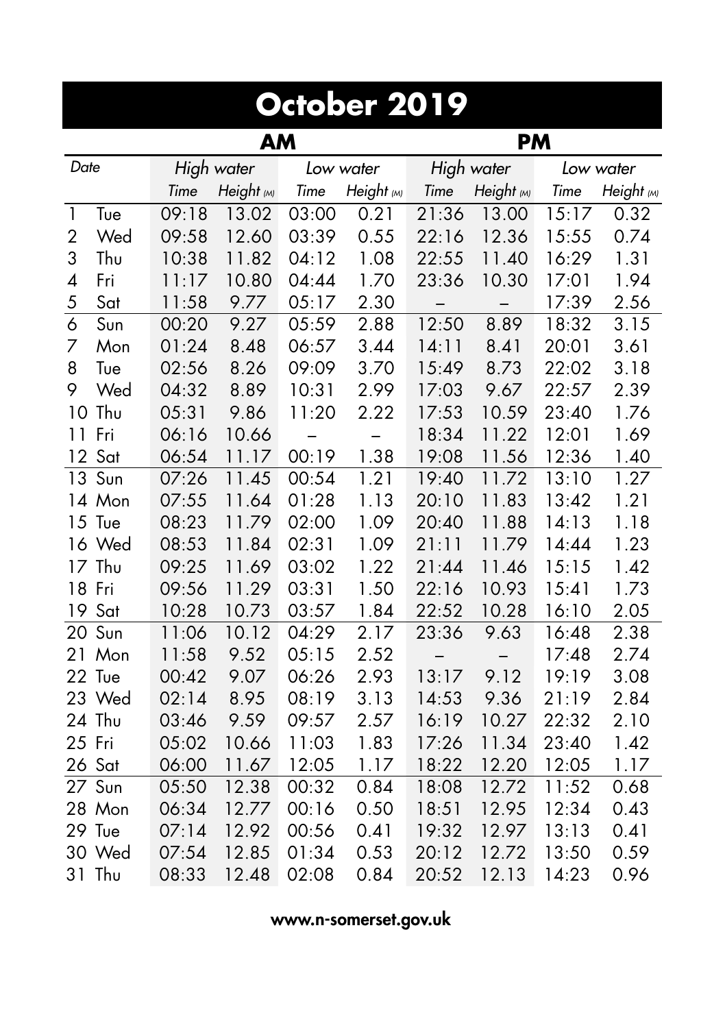# October 2019

| Date | | AM | | | | PM | | | |
|---|---|---|---|---|---|---|---|---|---|
| | | High water | | Low water | | High water | | Low water | |
| | | Time | Height (M) | Time | Height (M) | Time | Height (M) | Time | Height (M) |
| 1 | Tue | 09:18 | 13.02 | 03:00 | 0.21 | 21:36 | 13.00 | 15:17 | 0.32 |
| 2 | Wed | 09:58 | 12.60 | 03:39 | 0.55 | 22:16 | 12.36 | 15:55 | 0.74 |
| 3 | Thu | 10:38 | 11.82 | 04:12 | 1.08 | 22:55 | 11.40 | 16:29 | 1.31 |
| 4 | Fri | 11:17 | 10.80 | 04:44 | 1.70 | 23:36 | 10.30 | 17:01 | 1.94 |
| 5 | Sat | 11:58 | 9.77 | 05:17 | 2.30 | – | – | 17:39 | 2.56 |
| 6 | Sun | 00:20 | 9.27 | 05:59 | 2.88 | 12:50 | 8.89 | 18:32 | 3.15 |
| 7 | Mon | 01:24 | 8.48 | 06:57 | 3.44 | 14:11 | 8.41 | 20:01 | 3.61 |
| 8 | Tue | 02:56 | 8.26 | 09:09 | 3.70 | 15:49 | 8.73 | 22:02 | 3.18 |
| 9 | Wed | 04:32 | 8.89 | 10:31 | 2.99 | 17:03 | 9.67 | 22:57 | 2.39 |
| 10 | Thu | 05:31 | 9.86 | 11:20 | 2.22 | 17:53 | 10.59 | 23:40 | 1.76 |
| 11 | Fri | 06:16 | 10.66 | – | – | 18:34 | 11.22 | 12:01 | 1.69 |
| 12 | Sat | 06:54 | 11.17 | 00:19 | 1.38 | 19:08 | 11.56 | 12:36 | 1.40 |
| 13 | Sun | 07:26 | 11.45 | 00:54 | 1.21 | 19:40 | 11.72 | 13:10 | 1.27 |
| 14 | Mon | 07:55 | 11.64 | 01:28 | 1.13 | 20:10 | 11.83 | 13:42 | 1.21 |
| 15 | Tue | 08:23 | 11.79 | 02:00 | 1.09 | 20:40 | 11.88 | 14:13 | 1.18 |
| 16 | Wed | 08:53 | 11.84 | 02:31 | 1.09 | 21:11 | 11.79 | 14:44 | 1.23 |
| 17 | Thu | 09:25 | 11.69 | 03:02 | 1.22 | 21:44 | 11.46 | 15:15 | 1.42 |
| 18 | Fri | 09:56 | 11.29 | 03:31 | 1.50 | 22:16 | 10.93 | 15:41 | 1.73 |
| 19 | Sat | 10:28 | 10.73 | 03:57 | 1.84 | 22:52 | 10.28 | 16:10 | 2.05 |
| 20 | Sun | 11:06 | 10.12 | 04:29 | 2.17 | 23:36 | 9.63 | 16:48 | 2.38 |
| 21 | Mon | 11:58 | 9.52 | 05:15 | 2.52 | – | – | 17:48 | 2.74 |
| 22 | Tue | 00:42 | 9.07 | 06:26 | 2.93 | 13:17 | 9.12 | 19:19 | 3.08 |
| 23 | Wed | 02:14 | 8.95 | 08:19 | 3.13 | 14:53 | 9.36 | 21:19 | 2.84 |
| 24 | Thu | 03:46 | 9.59 | 09:57 | 2.57 | 16:19 | 10.27 | 22:32 | 2.10 |
| 25 | Fri | 05:02 | 10.66 | 11:03 | 1.83 | 17:26 | 11.34 | 23:40 | 1.42 |
| 26 | Sat | 06:00 | 11.67 | 12:05 | 1.17 | 18:22 | 12.20 | 12:05 | 1.17 |
| 27 | Sun | 05:50 | 12.38 | 00:32 | 0.84 | 18:08 | 12.72 | 11:52 | 0.68 |
| 28 | Mon | 06:34 | 12.77 | 00:16 | 0.50 | 18:51 | 12.95 | 12:34 | 0.43 |
| 29 | Tue | 07:14 | 12.92 | 00:56 | 0.41 | 19:32 | 12.97 | 13:13 | 0.41 |
| 30 | Wed | 07:54 | 12.85 | 01:34 | 0.53 | 20:12 | 12.72 | 13:50 | 0.59 |
| 31 | Thu | 08:33 | 12.48 | 02:08 | 0.84 | 20:52 | 12.13 | 14:23 | 0.96 |

**www.n-somerset.gov.uk**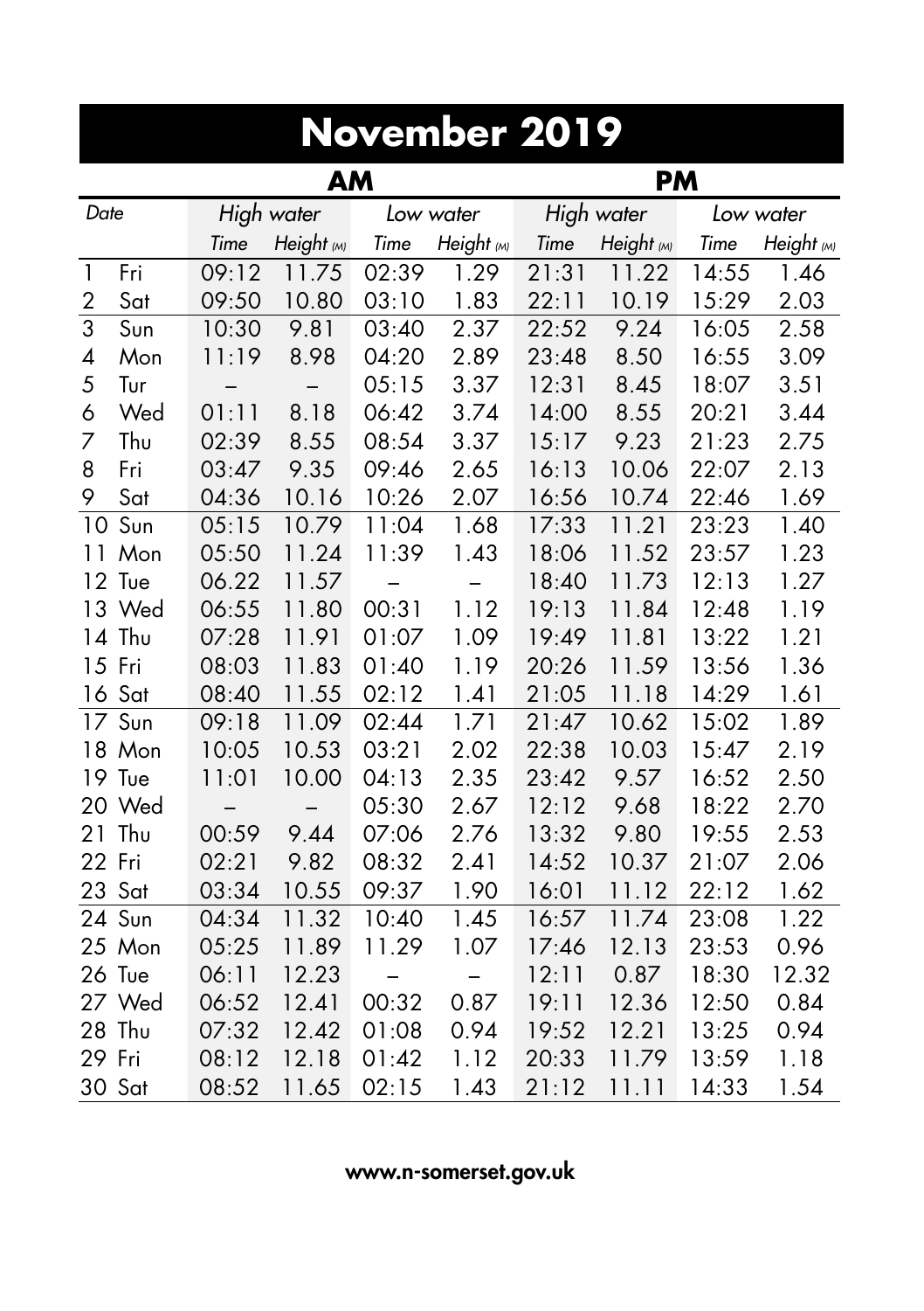# November 2019

| Date | | AM | | | | PM | | | |
|---|---|---|---|---|---|---|---|---|---|
| | | *High water* | | *Low water* | | *High water* | | *Low water* | |
| | | *Time* | *Height (M)* | *Time* | *Height (M)* | *Time* | *Height (M)* | *Time* | *Height (M)* |
| 1 | Fri | 09:12 | 11.75 | 02:39 | 1.29 | 21:31 | 11.22 | 14:55 | 1.46 |
| 2 | Sat | 09:50 | 10.80 | 03:10 | 1.83 | 22:11 | 10.19 | 15:29 | 2.03 |
| 3 | Sun | 10:30 | 9.81 | 03:40 | 2.37 | 22:52 | 9.24 | 16:05 | 2.58 |
| 4 | Mon | 11:19 | 8.98 | 04:20 | 2.89 | 23:48 | 8.50 | 16:55 | 3.09 |
| 5 | Tur | – | – | 05:15 | 3.37 | 12:31 | 8.45 | 18:07 | 3.51 |
| 6 | Wed | 01:11 | 8.18 | 06:42 | 3.74 | 14:00 | 8.55 | 20:21 | 3.44 |
| 7 | Thu | 02:39 | 8.55 | 08:54 | 3.37 | 15:17 | 9.23 | 21:23 | 2.75 |
| 8 | Fri | 03:47 | 9.35 | 09:46 | 2.65 | 16:13 | 10.06 | 22:07 | 2.13 |
| 9 | Sat | 04:36 | 10.16 | 10:26 | 2.07 | 16:56 | 10.74 | 22:46 | 1.69 |
| 10 | Sun | 05:15 | 10.79 | 11:04 | 1.68 | 17:33 | 11.21 | 23:23 | 1.40 |
| 11 | Mon | 05:50 | 11.24 | 11:39 | 1.43 | 18:06 | 11.52 | 23:57 | 1.23 |
| 12 | Tue | 06.22 | 11.57 | – | – | 18:40 | 11.73 | 12:13 | 1.27 |
| 13 | Wed | 06:55 | 11.80 | 00:31 | 1.12 | 19:13 | 11.84 | 12:48 | 1.19 |
| 14 | Thu | 07:28 | 11.91 | 01:07 | 1.09 | 19:49 | 11.81 | 13:22 | 1.21 |
| 15 | Fri | 08:03 | 11.83 | 01:40 | 1.19 | 20:26 | 11.59 | 13:56 | 1.36 |
| 16 | Sat | 08:40 | 11.55 | 02:12 | 1.41 | 21:05 | 11.18 | 14:29 | 1.61 |
| 17 | Sun | 09:18 | 11.09 | 02:44 | 1.71 | 21:47 | 10.62 | 15:02 | 1.89 |
| 18 | Mon | 10:05 | 10.53 | 03:21 | 2.02 | 22:38 | 10.03 | 15:47 | 2.19 |
| 19 | Tue | 11:01 | 10.00 | 04:13 | 2.35 | 23:42 | 9.57 | 16:52 | 2.50 |
| 20 | Wed | – | – | 05:30 | 2.67 | 12:12 | 9.68 | 18:22 | 2.70 |
| 21 | Thu | 00:59 | 9.44 | 07:06 | 2.76 | 13:32 | 9.80 | 19:55 | 2.53 |
| 22 | Fri | 02:21 | 9.82 | 08:32 | 2.41 | 14:52 | 10.37 | 21:07 | 2.06 |
| 23 | Sat | 03:34 | 10.55 | 09:37 | 1.90 | 16:01 | 11.12 | 22:12 | 1.62 |
| 24 | Sun | 04:34 | 11.32 | 10:40 | 1.45 | 16:57 | 11.74 | 23:08 | 1.22 |
| 25 | Mon | 05:25 | 11.89 | 11.29 | 1.07 | 17:46 | 12.13 | 23:53 | 0.96 |
| 26 | Tue | 06:11 | 12.23 | – | – | 12:11 | 0.87 | 18:30 | 12.32 |
| 27 | Wed | 06:52 | 12.41 | 00:32 | 0.87 | 19:11 | 12.36 | 12:50 | 0.84 |
| 28 | Thu | 07:32 | 12.42 | 01:08 | 0.94 | 19:52 | 12.21 | 13:25 | 0.94 |
| 29 | Fri | 08:12 | 12.18 | 01:42 | 1.12 | 20:33 | 11.79 | 13:59 | 1.18 |
| 30 | Sat | 08:52 | 11.65 | 02:15 | 1.43 | 21:12 | 11.11 | 14:33 | 1.54 |

**www.n-somerset.gov.uk**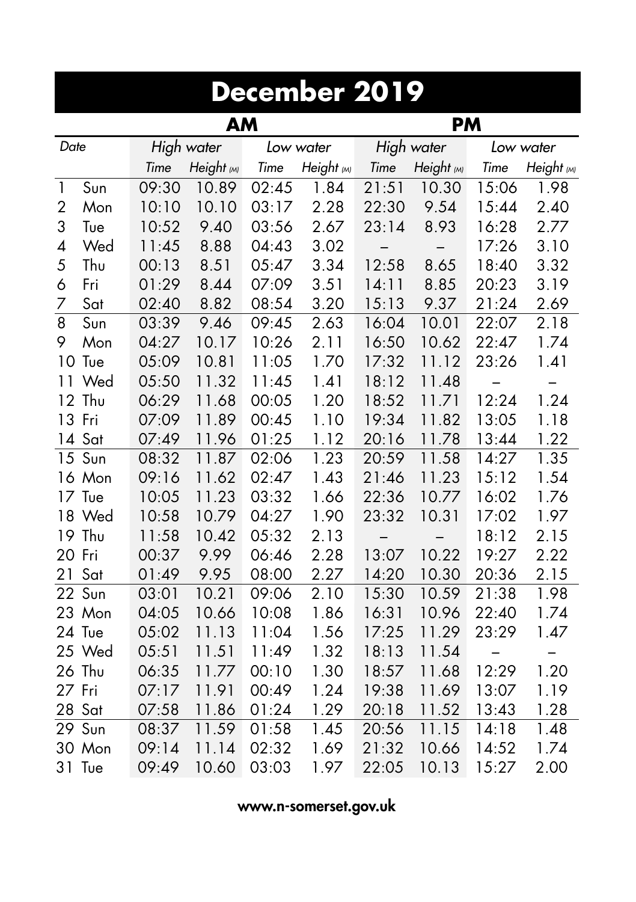# December 2019

| Date | | AM | | | | PM | | | |
|---|---|---|---|---|---|---|---|---|---|
| | | High water | | Low water | | High water | | Low water | |
| | | Time | Height (M) | Time | Height (M) | Time | Height (M) | Time | Height (M) |
| 1 | Sun | 09:30 | 10.89 | 02:45 | 1.84 | 21:51 | 10.30 | 15:06 | 1.98 |
| 2 | Mon | 10:10 | 10.10 | 03:17 | 2.28 | 22:30 | 9.54 | 15:44 | 2.40 |
| 3 | Tue | 10:52 | 9.40 | 03:56 | 2.67 | 23:14 | 8.93 | 16:28 | 2.77 |
| 4 | Wed | 11:45 | 8.88 | 04:43 | 3.02 | – | – | 17:26 | 3.10 |
| 5 | Thu | 00:13 | 8.51 | 05:47 | 3.34 | 12:58 | 8.65 | 18:40 | 3.32 |
| 6 | Fri | 01:29 | 8.44 | 07:09 | 3.51 | 14:11 | 8.85 | 20:23 | 3.19 |
| 7 | Sat | 02:40 | 8.82 | 08:54 | 3.20 | 15:13 | 9.37 | 21:24 | 2.69 |
| 8 | Sun | 03:39 | 9.46 | 09:45 | 2.63 | 16:04 | 10.01 | 22:07 | 2.18 |
| 9 | Mon | 04:27 | 10.17 | 10:26 | 2.11 | 16:50 | 10.62 | 22:47 | 1.74 |
| 10 | Tue | 05:09 | 10.81 | 11:05 | 1.70 | 17:32 | 11.12 | 23:26 | 1.41 |
| 11 | Wed | 05:50 | 11.32 | 11:45 | 1.41 | 18:12 | 11.48 | – | – |
| 12 | Thu | 06:29 | 11.68 | 00:05 | 1.20 | 18:52 | 11.71 | 12:24 | 1.24 |
| 13 | Fri | 07:09 | 11.89 | 00:45 | 1.10 | 19:34 | 11.82 | 13:05 | 1.18 |
| 14 | Sat | 07:49 | 11.96 | 01:25 | 1.12 | 20:16 | 11.78 | 13:44 | 1.22 |
| 15 | Sun | 08:32 | 11.87 | 02:06 | 1.23 | 20:59 | 11.58 | 14:27 | 1.35 |
| 16 | Mon | 09:16 | 11.62 | 02:47 | 1.43 | 21:46 | 11.23 | 15:12 | 1.54 |
| 17 | Tue | 10:05 | 11.23 | 03:32 | 1.66 | 22:36 | 10.77 | 16:02 | 1.76 |
| 18 | Wed | 10:58 | 10.79 | 04:27 | 1.90 | 23:32 | 10.31 | 17:02 | 1.97 |
| 19 | Thu | 11:58 | 10.42 | 05:32 | 2.13 | – | – | 18:12 | 2.15 |
| 20 | Fri | 00:37 | 9.99 | 06:46 | 2.28 | 13:07 | 10.22 | 19:27 | 2.22 |
| 21 | Sat | 01:49 | 9.95 | 08:00 | 2.27 | 14:20 | 10.30 | 20:36 | 2.15 |
| 22 | Sun | 03:01 | 10.21 | 09:06 | 2.10 | 15:30 | 10.59 | 21:38 | 1.98 |
| 23 | Mon | 04:05 | 10.66 | 10:08 | 1.86 | 16:31 | 10.96 | 22:40 | 1.74 |
| 24 | Tue | 05:02 | 11.13 | 11:04 | 1.56 | 17:25 | 11.29 | 23:29 | 1.47 |
| 25 | Wed | 05:51 | 11.51 | 11:49 | 1.32 | 18:13 | 11.54 | – | – |
| 26 | Thu | 06:35 | 11.77 | 00:10 | 1.30 | 18:57 | 11.68 | 12:29 | 1.20 |
| 27 | Fri | 07:17 | 11.91 | 00:49 | 1.24 | 19:38 | 11.69 | 13:07 | 1.19 |
| 28 | Sat | 07:58 | 11.86 | 01:24 | 1.29 | 20:18 | 11.52 | 13:43 | 1.28 |
| 29 | Sun | 08:37 | 11.59 | 01:58 | 1.45 | 20:56 | 11.15 | 14:18 | 1.48 |
| 30 | Mon | 09:14 | 11.14 | 02:32 | 1.69 | 21:32 | 10.66 | 14:52 | 1.74 |
| 31 | Tue | 09:49 | 10.60 | 03:03 | 1.97 | 22:05 | 10.13 | 15:27 | 2.00 |

**www.n-somerset.gov.uk**